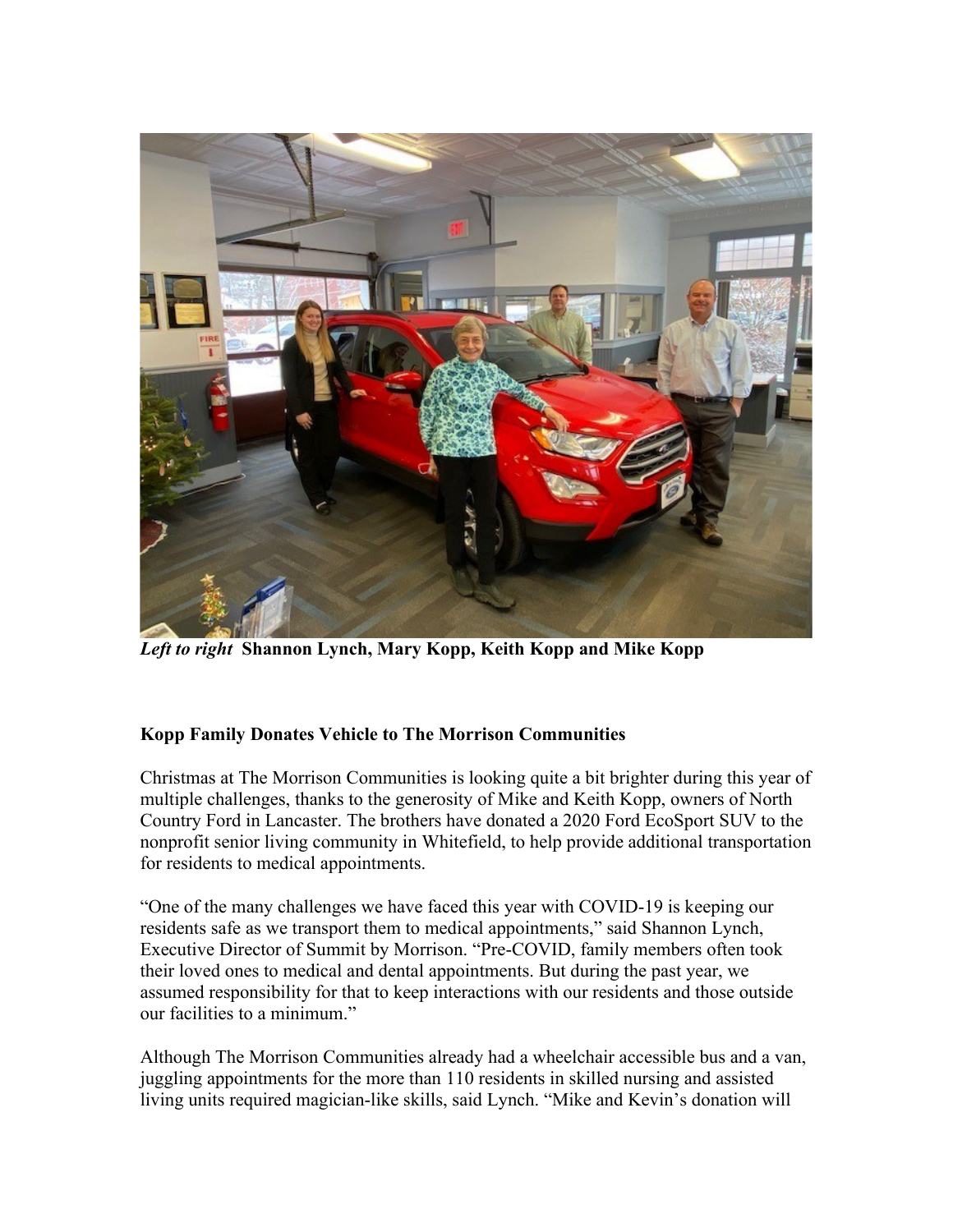***Left to right*** **Shannon Lynch, Mary Kopp, Keith Kopp and Mike Kopp**

**Kopp Family Donates Vehicle to The Morrison Communities**

Christmas at The Morrison Communities is looking quite a bit brighter during this year of multiple challenges, thanks to the generosity of Mike and Keith Kopp, owners of North Country Ford in Lancaster. The brothers have donated a 2020 Ford EcoSport SUV to the nonprofit senior living community in Whitefield, to help provide additional transportation for residents to medical appointments.

"One of the many challenges we have faced this year with COVID-19 is keeping our residents safe as we transport them to medical appointments," said Shannon Lynch, Executive Director of Summit by Morrison. "Pre-COVID, family members often took their loved ones to medical and dental appointments. But during the past year, we assumed responsibility for that to keep interactions with our residents and those outside our facilities to a minimum."

Although The Morrison Communities already had a wheelchair accessible bus and a van, juggling appointments for the more than 110 residents in skilled nursing and assisted living units required magician-like skills, said Lynch. "Mike and Kevin's donation will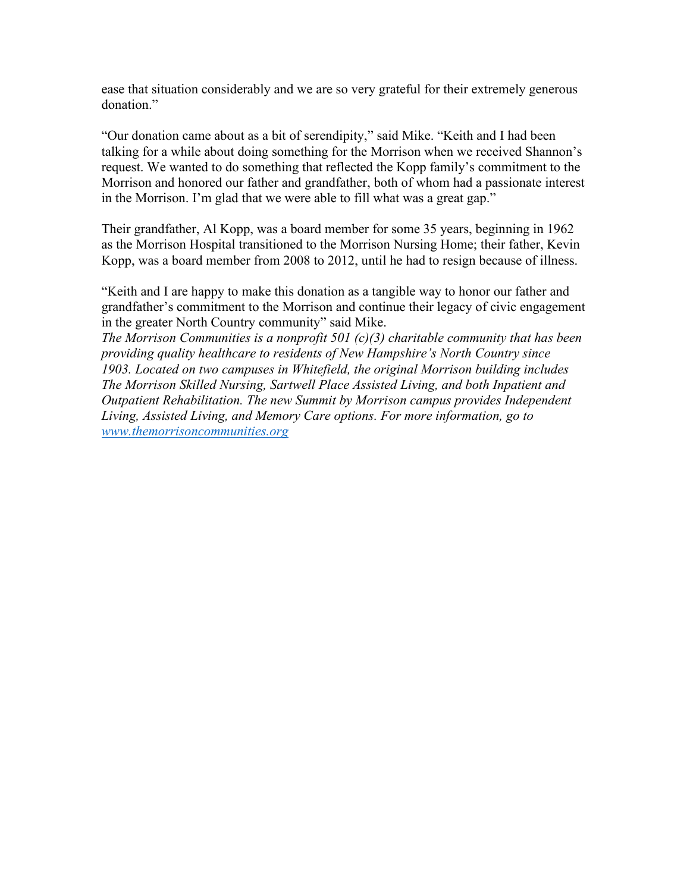ease that situation considerably and we are so very grateful for their extremely generous donation."

"Our donation came about as a bit of serendipity," said Mike. "Keith and I had been talking for a while about doing something for the Morrison when we received Shannon's request. We wanted to do something that reflected the Kopp family's commitment to the Morrison and honored our father and grandfather, both of whom had a passionate interest in the Morrison. I'm glad that we were able to fill what was a great gap."

Their grandfather, Al Kopp, was a board member for some 35 years, beginning in 1962 as the Morrison Hospital transitioned to the Morrison Nursing Home; their father, Kevin Kopp, was a board member from 2008 to 2012, until he had to resign because of illness.

"Keith and I are happy to make this donation as a tangible way to honor our father and grandfather's commitment to the Morrison and continue their legacy of civic engagement in the greater North Country community" said Mike.

*The Morrison Communities is a nonprofit 501 (c)(3) charitable community that has been providing quality healthcare to residents of New Hampshire's North Country since 1903. Located on two campuses in Whitefield, the original Morrison building includes The Morrison Skilled Nursing, Sartwell Place Assisted Living, and both Inpatient and Outpatient Rehabilitation. The new Summit by Morrison campus provides Independent Living, Assisted Living, and Memory Care options. For more information, go to [www.themorrisoncommunities.org](www.themorrisoncommunities.org)*